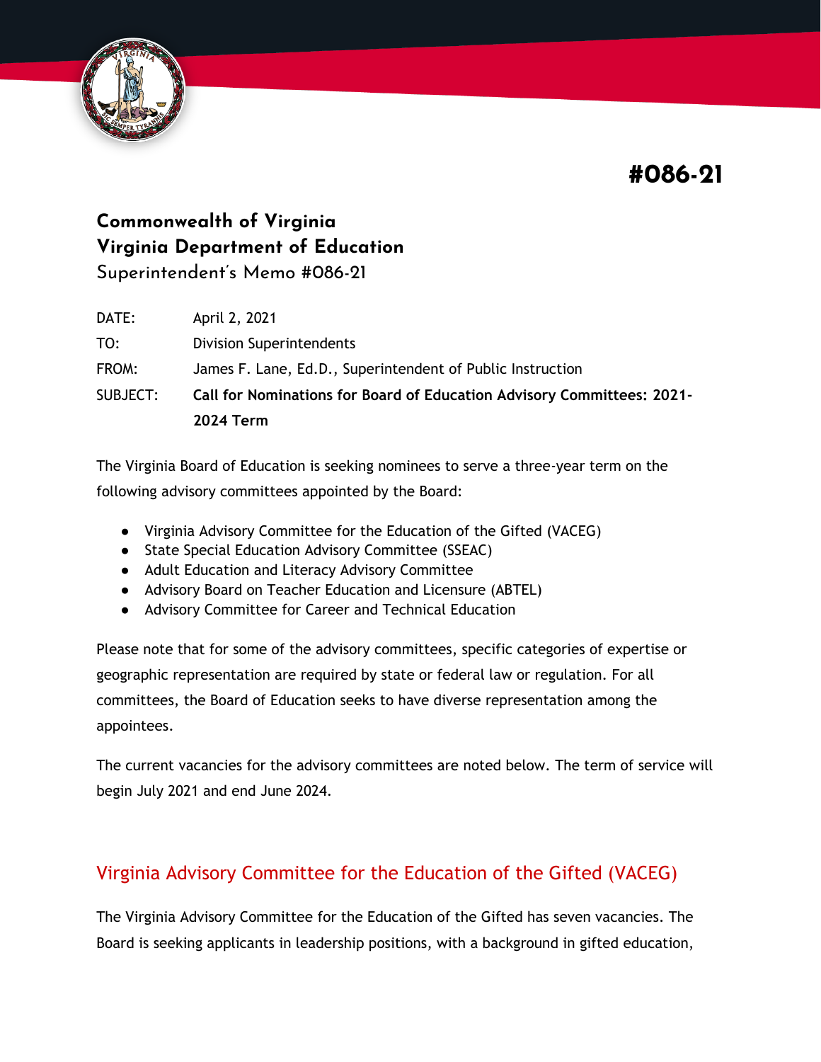# #086-21

## Commonwealth of Virginia
## Virginia Department of Education

Superintendent's Memo #086-21

| | |
|---|---|
| DATE: | April 2, 2021 |
| TO: | Division Superintendents |
| FROM: | James F. Lane, Ed.D., Superintendent of Public Instruction |
| SUBJECT: | **Call for Nominations for Board of Education Advisory Committees: 2021-2024 Term** |

The Virginia Board of Education is seeking nominees to serve a three-year term on the following advisory committees appointed by the Board:

- Virginia Advisory Committee for the Education of the Gifted (VACEG)
- State Special Education Advisory Committee (SSEAC)
- Adult Education and Literacy Advisory Committee
- Advisory Board on Teacher Education and Licensure (ABTEL)
- Advisory Committee for Career and Technical Education

Please note that for some of the advisory committees, specific categories of expertise or geographic representation are required by state or federal law or regulation. For all committees, the Board of Education seeks to have diverse representation among the appointees.

The current vacancies for the advisory committees are noted below. The term of service will begin July 2021 and end June 2024.

## Virginia Advisory Committee for the Education of the Gifted (VACEG)

The Virginia Advisory Committee for the Education of the Gifted has seven vacancies. The Board is seeking applicants in leadership positions, with a background in gifted education,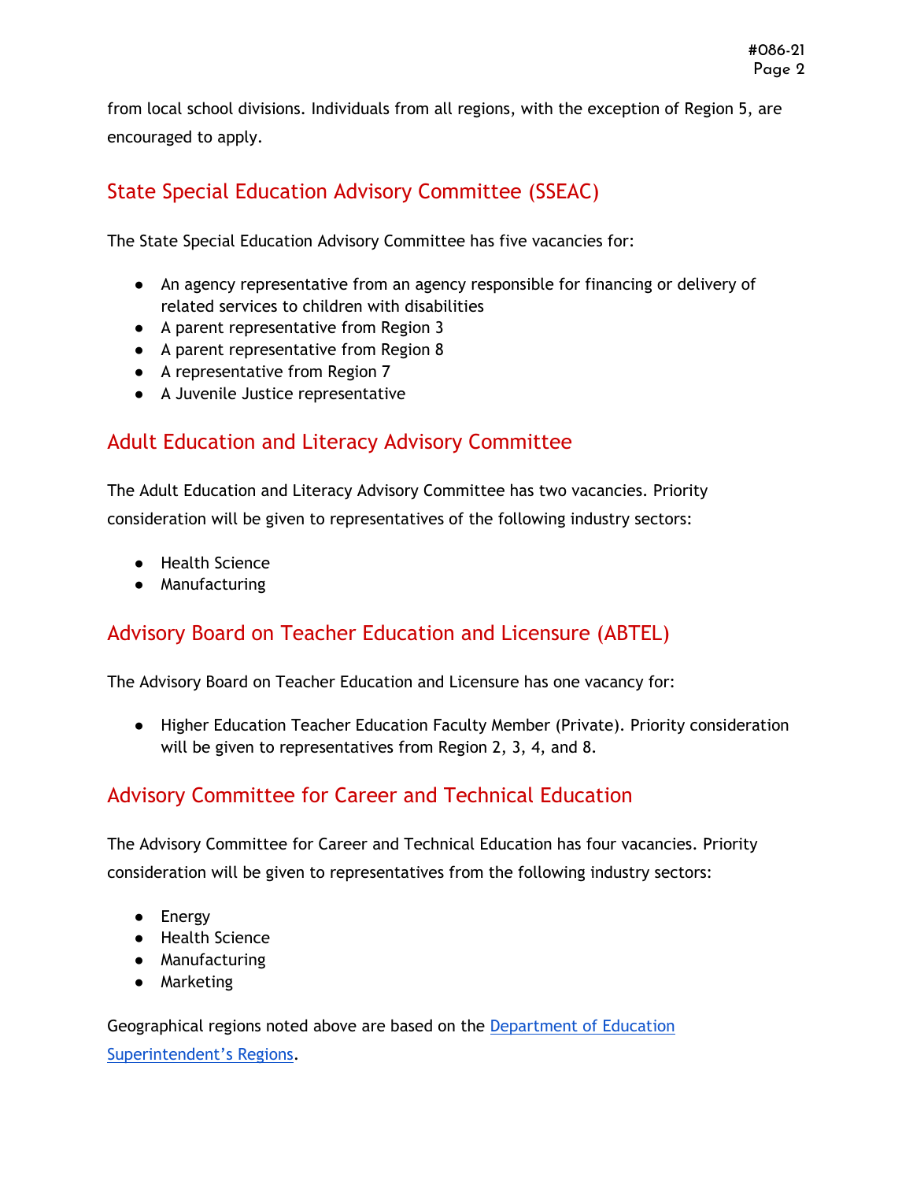from local school divisions. Individuals from all regions, with the exception of Region 5, are encouraged to apply.

## State Special Education Advisory Committee (SSEAC)

The State Special Education Advisory Committee has five vacancies for:

- An agency representative from an agency responsible for financing or delivery of related services to children with disabilities
- A parent representative from Region 3
- A parent representative from Region 8
- A representative from Region 7
- A Juvenile Justice representative

## Adult Education and Literacy Advisory Committee

The Adult Education and Literacy Advisory Committee has two vacancies. Priority consideration will be given to representatives of the following industry sectors:

- Health Science
- Manufacturing

## Advisory Board on Teacher Education and Licensure (ABTEL)

The Advisory Board on Teacher Education and Licensure has one vacancy for:

- Higher Education Teacher Education Faculty Member (Private). Priority consideration will be given to representatives from Region 2, 3, 4, and 8.

## Advisory Committee for Career and Technical Education

The Advisory Committee for Career and Technical Education has four vacancies. Priority consideration will be given to representatives from the following industry sectors:

- Energy
- Health Science
- Manufacturing
- Marketing

Geographical regions noted above are based on the [Department of Education Superintendent's Regions](#).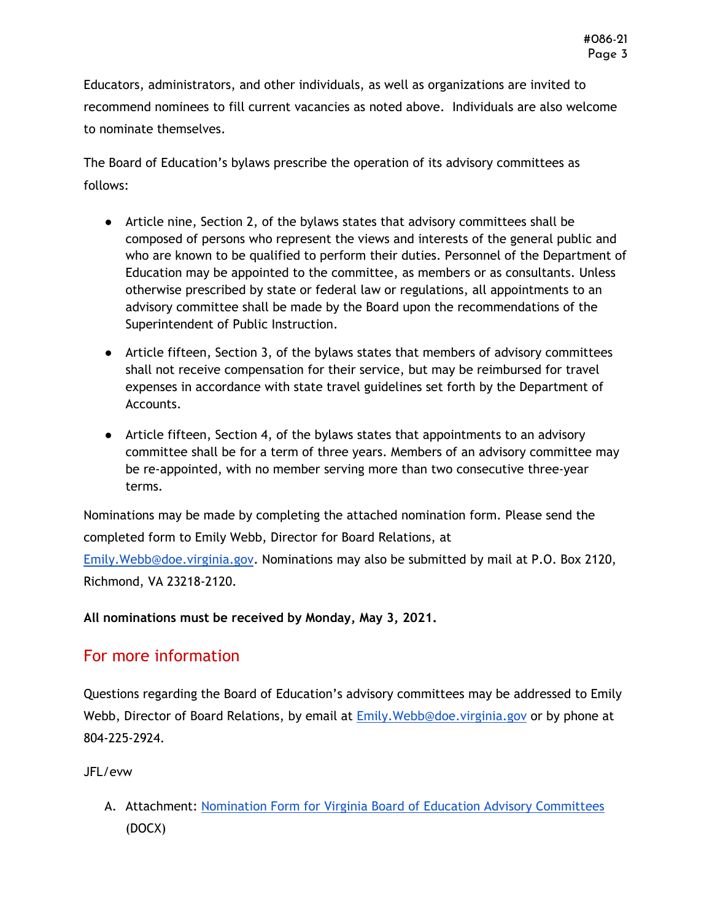Educators, administrators, and other individuals, as well as organizations are invited to recommend nominees to fill current vacancies as noted above. Individuals are also welcome to nominate themselves.

The Board of Education's bylaws prescribe the operation of its advisory committees as follows:

- Article nine, Section 2, of the bylaws states that advisory committees shall be composed of persons who represent the views and interests of the general public and who are known to be qualified to perform their duties. Personnel of the Department of Education may be appointed to the committee, as members or as consultants. Unless otherwise prescribed by state or federal law or regulations, all appointments to an advisory committee shall be made by the Board upon the recommendations of the Superintendent of Public Instruction.
- Article fifteen, Section 3, of the bylaws states that members of advisory committees shall not receive compensation for their service, but may be reimbursed for travel expenses in accordance with state travel guidelines set forth by the Department of Accounts.
- Article fifteen, Section 4, of the bylaws states that appointments to an advisory committee shall be for a term of three years. Members of an advisory committee may be re-appointed, with no member serving more than two consecutive three-year terms.

Nominations may be made by completing the attached nomination form. Please send the completed form to Emily Webb, Director for Board Relations, at Emily.Webb@doe.virginia.gov. Nominations may also be submitted by mail at P.O. Box 2120, Richmond, VA 23218-2120.

**All nominations must be received by Monday, May 3, 2021.**

## For more information

Questions regarding the Board of Education's advisory committees may be addressed to Emily Webb, Director of Board Relations, by email at Emily.Webb@doe.virginia.gov or by phone at 804-225-2924.

JFL/evw

A. Attachment: Nomination Form for Virginia Board of Education Advisory Committees (DOCX)